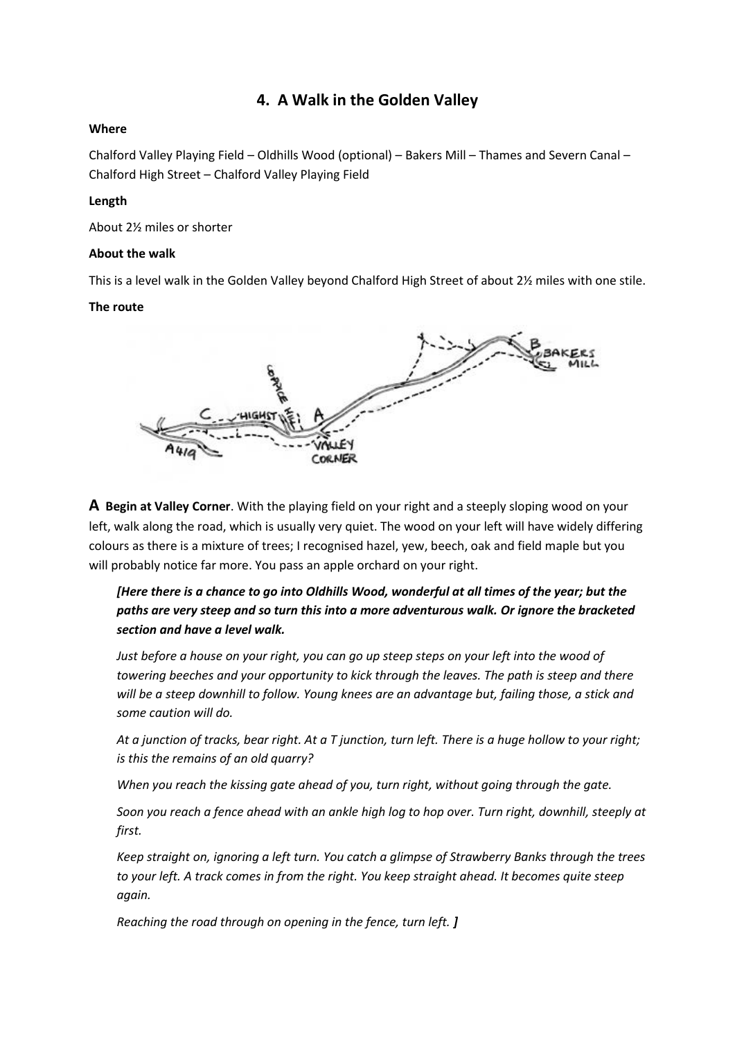## 4. A Walk in the Golden Valley

**Where**

Chalford Valley Playing Field – Oldhills Wood (optional) – Bakers Mill – Thames and Severn Canal – Chalford High Street – Chalford Valley Playing Field

**Length**

About 2½ miles or shorter

**About the walk**

This is a level walk in the Golden Valley beyond Chalford High Street of about 2½ miles with one stile.

**The route**

**A** **Begin at Valley Corner**. With the playing field on your right and a steeply sloping wood on your left, walk along the road, which is usually very quiet. The wood on your left will have widely differing colours as there is a mixture of trees; I recognised hazel, yew, beech, oak and field maple but you will probably notice far more. You pass an apple orchard on your right.

> ***[Here there is a chance to go into Oldhills Wood, wonderful at all times of the year; but the paths are very steep and so turn this into a more adventurous walk. Or ignore the bracketed section and have a level walk.***
>
> *Just before a house on your right, you can go up steep steps on your left into the wood of towering beeches and your opportunity to kick through the leaves. The path is steep and there will be a steep downhill to follow. Young knees are an advantage but, failing those, a stick and some caution will do.*
>
> *At a junction of tracks, bear right. At a T junction, turn left. There is a huge hollow to your right; is this the remains of an old quarry?*
>
> *When you reach the kissing gate ahead of you, turn right, without going through the gate.*
>
> *Soon you reach a fence ahead with an ankle high log to hop over. Turn right, downhill, steeply at first.*
>
> *Keep straight on, ignoring a left turn. You catch a glimpse of Strawberry Banks through the trees to your left. A track comes in from the right. You keep straight ahead. It becomes quite steep again.*
>
> *Reaching the road through on opening in the fence, turn left.* ***]***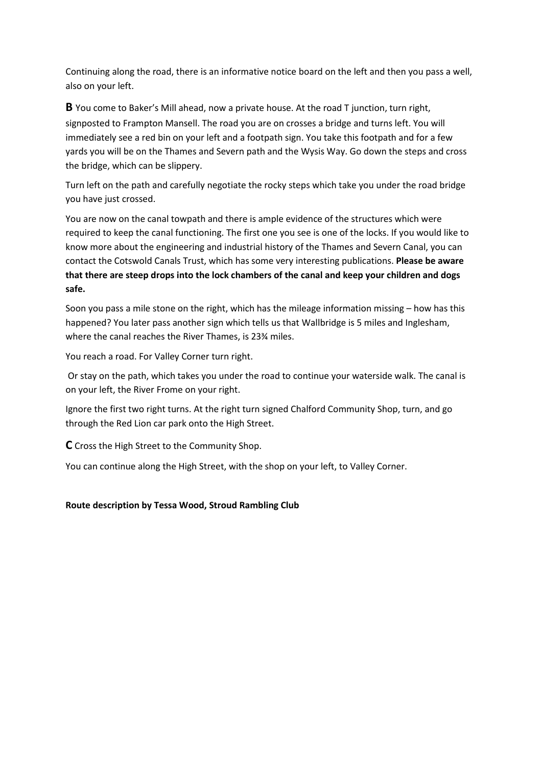Continuing along the road, there is an informative notice board on the left and then you pass a well, also on your left.

**B** You come to Baker's Mill ahead, now a private house. At the road T junction, turn right, signposted to Frampton Mansell. The road you are on crosses a bridge and turns left. You will immediately see a red bin on your left and a footpath sign. You take this footpath and for a few yards you will be on the Thames and Severn path and the Wysis Way. Go down the steps and cross the bridge, which can be slippery.

Turn left on the path and carefully negotiate the rocky steps which take you under the road bridge you have just crossed.

You are now on the canal towpath and there is ample evidence of the structures which were required to keep the canal functioning. The first one you see is one of the locks. If you would like to know more about the engineering and industrial history of the Thames and Severn Canal, you can contact the Cotswold Canals Trust, which has some very interesting publications. **Please be aware that there are steep drops into the lock chambers of the canal and keep your children and dogs safe.**

Soon you pass a mile stone on the right, which has the mileage information missing – how has this happened? You later pass another sign which tells us that Wallbridge is 5 miles and Inglesham, where the canal reaches the River Thames, is 23¾ miles.

You reach a road. For Valley Corner turn right.

Or stay on the path, which takes you under the road to continue your waterside walk. The canal is on your left, the River Frome on your right.

Ignore the first two right turns. At the right turn signed Chalford Community Shop, turn, and go through the Red Lion car park onto the High Street.

**C** Cross the High Street to the Community Shop.

You can continue along the High Street, with the shop on your left, to Valley Corner.

**Route description by Tessa Wood, Stroud Rambling Club**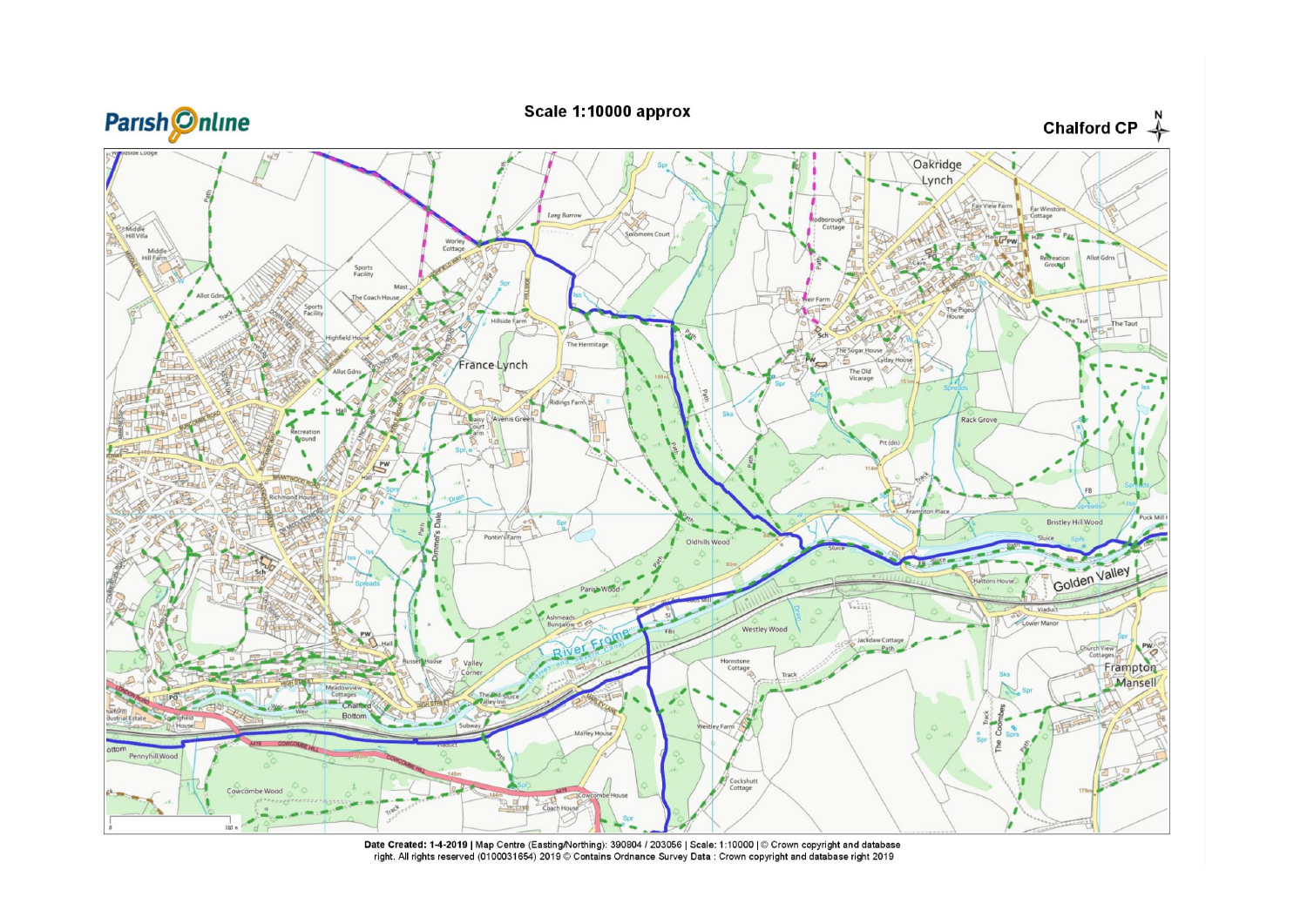Parish Online

Scale 1:10000 approx

Chalford CP

Date Created: 1-4-2019 | Map Centre (Easting/Northing): 390804 / 203056 | Scale: 1:10000 | © Crown copyright and database right. All rights reserved (0100031654) 2019 © Contains Ordnance Survey Data : Crown copyright and database right 2019